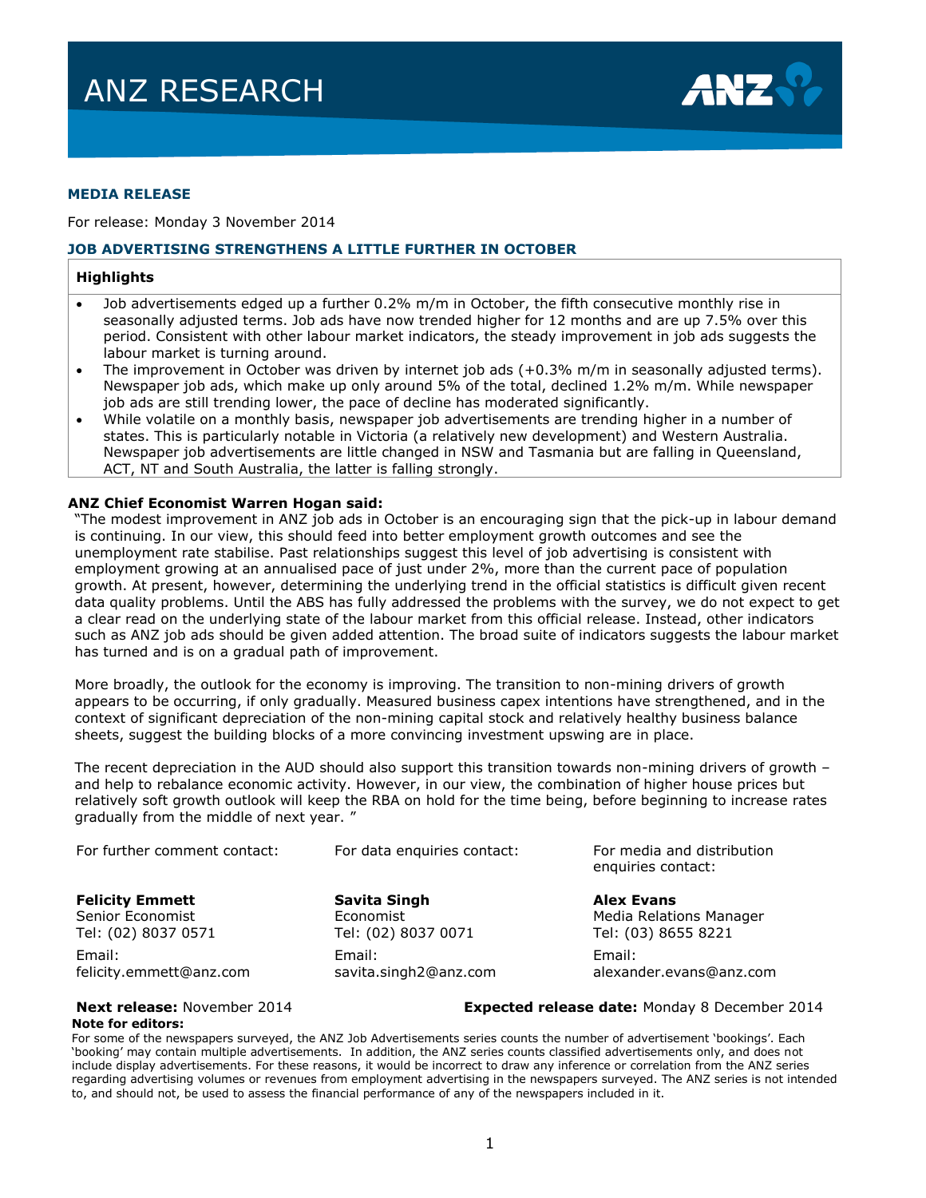# ANZ RESEARCH

**MEDIA RELEASE**

For release: Monday 3 November 2014

## JOB ADVERTISING STRENGTHENS A LITTLE FURTHER IN OCTOBER

### Highlights

- Job advertisements edged up a further 0.2% m/m in October, the fifth consecutive monthly rise in seasonally adjusted terms. Job ads have now trended higher for 12 months and are up 7.5% over this period. Consistent with other labour market indicators, the steady improvement in job ads suggests the labour market is turning around.
- The improvement in October was driven by internet job ads (+0.3% m/m in seasonally adjusted terms). Newspaper job ads, which make up only around 5% of the total, declined 1.2% m/m. While newspaper job ads are still trending lower, the pace of decline has moderated significantly.
- While volatile on a monthly basis, newspaper job advertisements are trending higher in a number of states. This is particularly notable in Victoria (a relatively new development) and Western Australia. Newspaper job advertisements are little changed in NSW and Tasmania but are falling in Queensland, ACT, NT and South Australia, the latter is falling strongly.

**ANZ Chief Economist Warren Hogan said:**

"The modest improvement in ANZ job ads in October is an encouraging sign that the pick-up in labour demand is continuing. In our view, this should feed into better employment growth outcomes and see the unemployment rate stabilise. Past relationships suggest this level of job advertising is consistent with employment growing at an annualised pace of just under 2%, more than the current pace of population growth. At present, however, determining the underlying trend in the official statistics is difficult given recent data quality problems. Until the ABS has fully addressed the problems with the survey, we do not expect to get a clear read on the underlying state of the labour market from this official release. Instead, other indicators such as ANZ job ads should be given added attention. The broad suite of indicators suggests the labour market has turned and is on a gradual path of improvement.

More broadly, the outlook for the economy is improving. The transition to non-mining drivers of growth appears to be occurring, if only gradually. Measured business capex intentions have strengthened, and in the context of significant depreciation of the non-mining capital stock and relatively healthy business balance sheets, suggest the building blocks of a more convincing investment upswing are in place.

The recent depreciation in the AUD should also support this transition towards non-mining drivers of growth – and help to rebalance economic activity. However, in our view, the combination of higher house prices but relatively soft growth outlook will keep the RBA on hold for the time being, before beginning to increase rates gradually from the middle of next year. "

| For further comment contact: | For data enquiries contact: | For media and distribution enquiries contact: |
|---|---|---|
| **Felicity Emmett**<br>Senior Economist<br>Tel: (02) 8037 0571<br>Email:<br>felicity.emmett@anz.com | **Savita Singh**<br>Economist<br>Tel: (02) 8037 0071<br>Email:<br>savita.singh2@anz.com | **Alex Evans**<br>Media Relations Manager<br>Tel: (03) 8655 8221<br>Email:<br>alexander.evans@anz.com |

**Next release:** November 2014 **Expected release date:** Monday 8 December 2014

**Note for editors:**

For some of the newspapers surveyed, the ANZ Job Advertisements series counts the number of advertisement 'bookings'. Each 'booking' may contain multiple advertisements. In addition, the ANZ series counts classified advertisements only, and does not include display advertisements. For these reasons, it would be incorrect to draw any inference or correlation from the ANZ series regarding advertising volumes or revenues from employment advertising in the newspapers surveyed. The ANZ series is not intended to, and should not, be used to assess the financial performance of any of the newspapers included in it.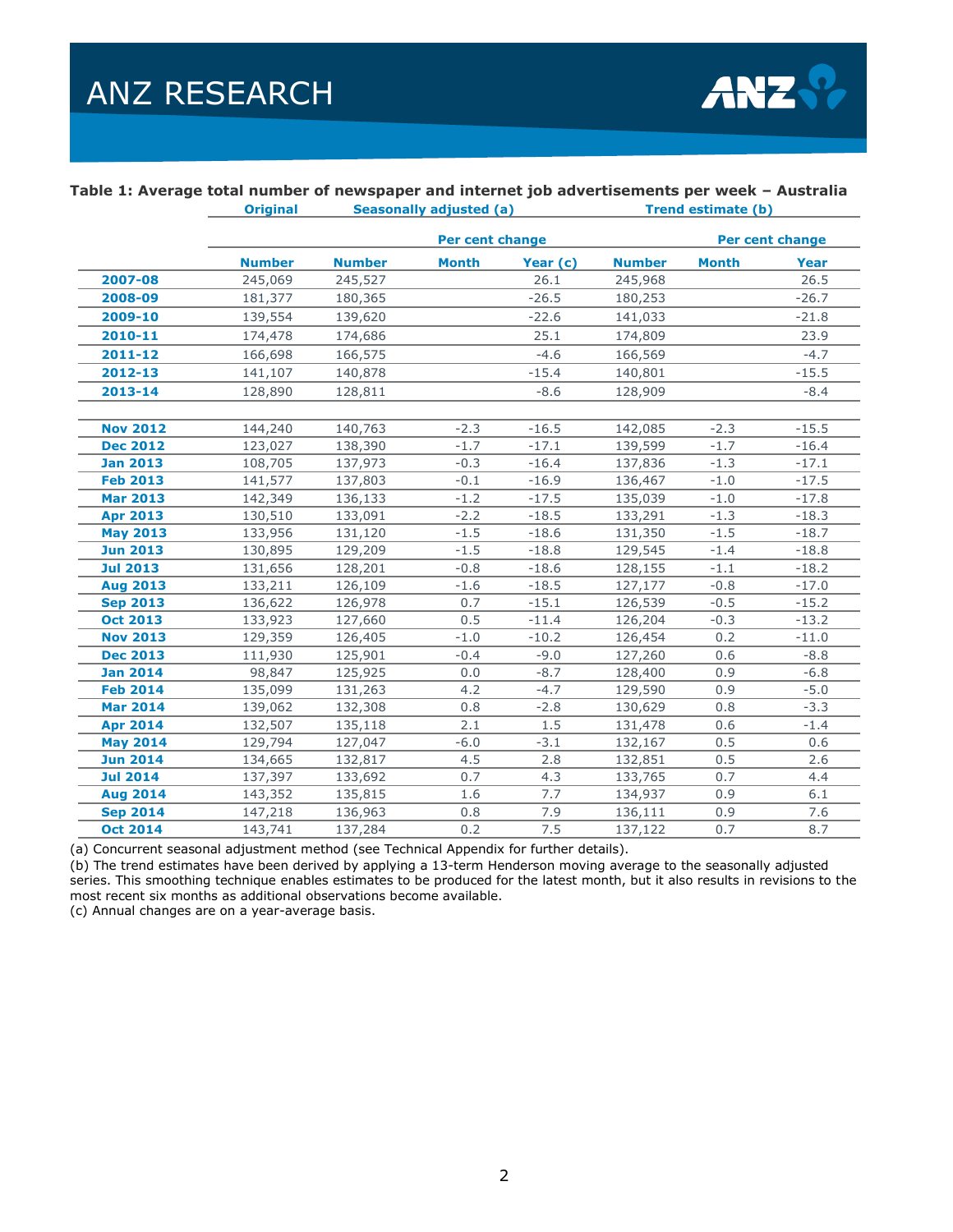**Table 1: Average total number of newspaper and internet job advertisements per week – Australia**

| | Original | Seasonally adjusted (a) | | | Trend estimate (b) | | |
|---|---|---|---|---|---|---|---|
| | | | Per cent change | | | Per cent change | |
| | Number | Number | Month | Year (c) | Number | Month | Year |
| **2007-08** | 245,069 | 245,527 | | 26.1 | 245,968 | | 26.5 |
| **2008-09** | 181,377 | 180,365 | | -26.5 | 180,253 | | -26.7 |
| **2009-10** | 139,554 | 139,620 | | -22.6 | 141,033 | | -21.8 |
| **2010-11** | 174,478 | 174,686 | | 25.1 | 174,809 | | 23.9 |
| **2011-12** | 166,698 | 166,575 | | -4.6 | 166,569 | | -4.7 |
| **2012-13** | 141,107 | 140,878 | | -15.4 | 140,801 | | -15.5 |
| **2013-14** | 128,890 | 128,811 | | -8.6 | 128,909 | | -8.4 |
| | | | | | | | |
| **Nov 2012** | 144,240 | 140,763 | -2.3 | -16.5 | 142,085 | -2.3 | -15.5 |
| **Dec 2012** | 123,027 | 138,390 | -1.7 | -17.1 | 139,599 | -1.7 | -16.4 |
| **Jan 2013** | 108,705 | 137,973 | -0.3 | -16.4 | 137,836 | -1.3 | -17.1 |
| **Feb 2013** | 141,577 | 137,803 | -0.1 | -16.9 | 136,467 | -1.0 | -17.5 |
| **Mar 2013** | 142,349 | 136,133 | -1.2 | -17.5 | 135,039 | -1.0 | -17.8 |
| **Apr 2013** | 130,510 | 133,091 | -2.2 | -18.5 | 133,291 | -1.3 | -18.3 |
| **May 2013** | 133,956 | 131,120 | -1.5 | -18.6 | 131,350 | -1.5 | -18.7 |
| **Jun 2013** | 130,895 | 129,209 | -1.5 | -18.8 | 129,545 | -1.4 | -18.8 |
| **Jul 2013** | 131,656 | 128,201 | -0.8 | -18.6 | 128,155 | -1.1 | -18.2 |
| **Aug 2013** | 133,211 | 126,109 | -1.6 | -18.5 | 127,177 | -0.8 | -17.0 |
| **Sep 2013** | 136,622 | 126,978 | 0.7 | -15.1 | 126,539 | -0.5 | -15.2 |
| **Oct 2013** | 133,923 | 127,660 | 0.5 | -11.4 | 126,204 | -0.3 | -13.2 |
| **Nov 2013** | 129,359 | 126,405 | -1.0 | -10.2 | 126,454 | 0.2 | -11.0 |
| **Dec 2013** | 111,930 | 125,901 | -0.4 | -9.0 | 127,260 | 0.6 | -8.8 |
| **Jan 2014** | 98,847 | 125,925 | 0.0 | -8.7 | 128,400 | 0.9 | -6.8 |
| **Feb 2014** | 135,099 | 131,263 | 4.2 | -4.7 | 129,590 | 0.9 | -5.0 |
| **Mar 2014** | 139,062 | 132,308 | 0.8 | -2.8 | 130,629 | 0.8 | -3.3 |
| **Apr 2014** | 132,507 | 135,118 | 2.1 | 1.5 | 131,478 | 0.6 | -1.4 |
| **May 2014** | 129,794 | 127,047 | -6.0 | -3.1 | 132,167 | 0.5 | 0.6 |
| **Jun 2014** | 134,665 | 132,817 | 4.5 | 2.8 | 132,851 | 0.5 | 2.6 |
| **Jul 2014** | 137,397 | 133,692 | 0.7 | 4.3 | 133,765 | 0.7 | 4.4 |
| **Aug 2014** | 143,352 | 135,815 | 1.6 | 7.7 | 134,937 | 0.9 | 6.1 |
| **Sep 2014** | 147,218 | 136,963 | 0.8 | 7.9 | 136,111 | 0.9 | 7.6 |
| **Oct 2014** | 143,741 | 137,284 | 0.2 | 7.5 | 137,122 | 0.7 | 8.7 |

(a) Concurrent seasonal adjustment method (see Technical Appendix for further details).

(b) The trend estimates have been derived by applying a 13-term Henderson moving average to the seasonally adjusted series. This smoothing technique enables estimates to be produced for the latest month, but it also results in revisions to the most recent six months as additional observations become available.

(c) Annual changes are on a year-average basis.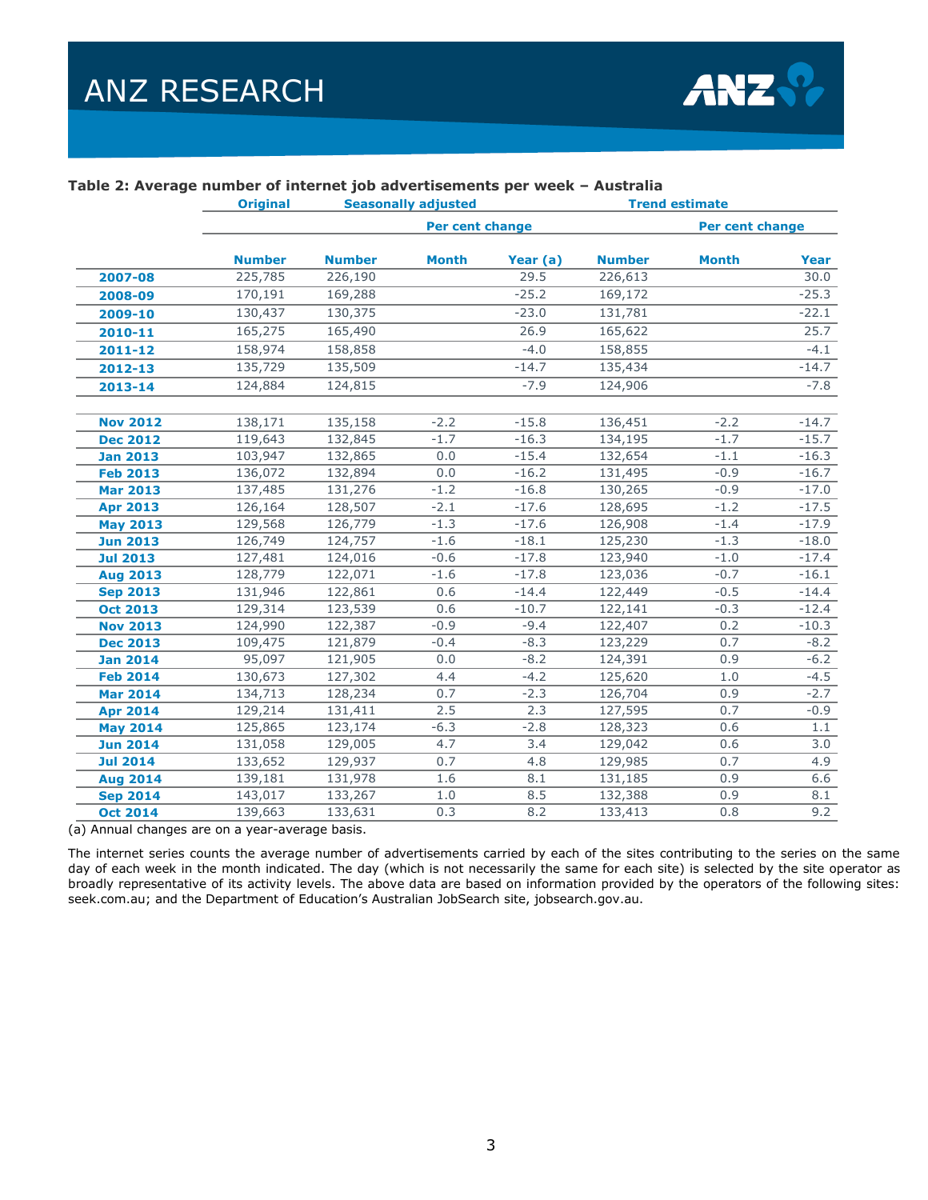**Table 2: Average number of internet job advertisements per week – Australia**

| | Original | Seasonally adjusted | | | Trend estimate | | |
|---|---|---|---|---|---|---|---|
| | | | Per cent change | | | Per cent change | |
| | Number | Number | Month | Year (a) | Number | Month | Year |
| **2007-08** | 225,785 | 226,190 | | 29.5 | 226,613 | | 30.0 |
| **2008-09** | 170,191 | 169,288 | | -25.2 | 169,172 | | -25.3 |
| **2009-10** | 130,437 | 130,375 | | -23.0 | 131,781 | | -22.1 |
| **2010-11** | 165,275 | 165,490 | | 26.9 | 165,622 | | 25.7 |
| **2011-12** | 158,974 | 158,858 | | -4.0 | 158,855 | | -4.1 |
| **2012-13** | 135,729 | 135,509 | | -14.7 | 135,434 | | -14.7 |
| **2013-14** | 124,884 | 124,815 | | -7.9 | 124,906 | | -7.8 |
| | | | | | | | |
| **Nov 2012** | 138,171 | 135,158 | -2.2 | -15.8 | 136,451 | -2.2 | -14.7 |
| **Dec 2012** | 119,643 | 132,845 | -1.7 | -16.3 | 134,195 | -1.7 | -15.7 |
| **Jan 2013** | 103,947 | 132,865 | 0.0 | -15.4 | 132,654 | -1.1 | -16.3 |
| **Feb 2013** | 136,072 | 132,894 | 0.0 | -16.2 | 131,495 | -0.9 | -16.7 |
| **Mar 2013** | 137,485 | 131,276 | -1.2 | -16.8 | 130,265 | -0.9 | -17.0 |
| **Apr 2013** | 126,164 | 128,507 | -2.1 | -17.6 | 128,695 | -1.2 | -17.5 |
| **May 2013** | 129,568 | 126,779 | -1.3 | -17.6 | 126,908 | -1.4 | -17.9 |
| **Jun 2013** | 126,749 | 124,757 | -1.6 | -18.1 | 125,230 | -1.3 | -18.0 |
| **Jul 2013** | 127,481 | 124,016 | -0.6 | -17.8 | 123,940 | -1.0 | -17.4 |
| **Aug 2013** | 128,779 | 122,071 | -1.6 | -17.8 | 123,036 | -0.7 | -16.1 |
| **Sep 2013** | 131,946 | 122,861 | 0.6 | -14.4 | 122,449 | -0.5 | -14.4 |
| **Oct 2013** | 129,314 | 123,539 | 0.6 | -10.7 | 122,141 | -0.3 | -12.4 |
| **Nov 2013** | 124,990 | 122,387 | -0.9 | -9.4 | 122,407 | 0.2 | -10.3 |
| **Dec 2013** | 109,475 | 121,879 | -0.4 | -8.3 | 123,229 | 0.7 | -8.2 |
| **Jan 2014** | 95,097 | 121,905 | 0.0 | -8.2 | 124,391 | 0.9 | -6.2 |
| **Feb 2014** | 130,673 | 127,302 | 4.4 | -4.2 | 125,620 | 1.0 | -4.5 |
| **Mar 2014** | 134,713 | 128,234 | 0.7 | -2.3 | 126,704 | 0.9 | -2.7 |
| **Apr 2014** | 129,214 | 131,411 | 2.5 | 2.3 | 127,595 | 0.7 | -0.9 |
| **May 2014** | 125,865 | 123,174 | -6.3 | -2.8 | 128,323 | 0.6 | 1.1 |
| **Jun 2014** | 131,058 | 129,005 | 4.7 | 3.4 | 129,042 | 0.6 | 3.0 |
| **Jul 2014** | 133,652 | 129,937 | 0.7 | 4.8 | 129,985 | 0.7 | 4.9 |
| **Aug 2014** | 139,181 | 131,978 | 1.6 | 8.1 | 131,185 | 0.9 | 6.6 |
| **Sep 2014** | 143,017 | 133,267 | 1.0 | 8.5 | 132,388 | 0.9 | 8.1 |
| **Oct 2014** | 139,663 | 133,631 | 0.3 | 8.2 | 133,413 | 0.8 | 9.2 |

(a) Annual changes are on a year-average basis.

The internet series counts the average number of advertisements carried by each of the sites contributing to the series on the same day of each week in the month indicated. The day (which is not necessarily the same for each site) is selected by the site operator as broadly representative of its activity levels. The above data are based on information provided by the operators of the following sites: seek.com.au; and the Department of Education's Australian JobSearch site, jobsearch.gov.au.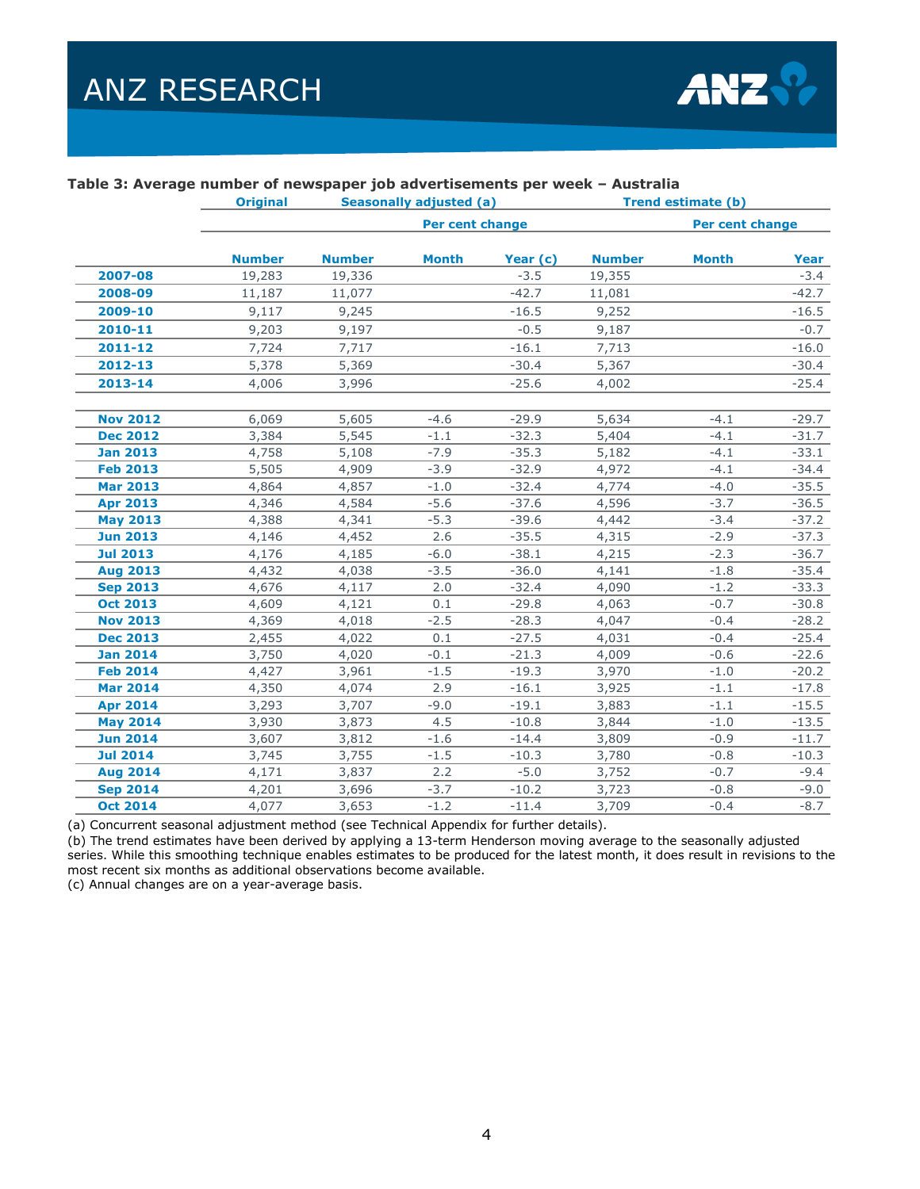**Table 3: Average number of newspaper job advertisements per week – Australia**

| | Original | Seasonally adjusted (a) | | | Trend estimate (b) | | |
|---|---|---|---|---|---|---|---|
| | | | Per cent change | | | Per cent change | |
| | Number | Number | Month | Year (c) | Number | Month | Year |
| **2007-08** | 19,283 | 19,336 | | -3.5 | 19,355 | | -3.4 |
| **2008-09** | 11,187 | 11,077 | | -42.7 | 11,081 | | -42.7 |
| **2009-10** | 9,117 | 9,245 | | -16.5 | 9,252 | | -16.5 |
| **2010-11** | 9,203 | 9,197 | | -0.5 | 9,187 | | -0.7 |
| **2011-12** | 7,724 | 7,717 | | -16.1 | 7,713 | | -16.0 |
| **2012-13** | 5,378 | 5,369 | | -30.4 | 5,367 | | -30.4 |
| **2013-14** | 4,006 | 3,996 | | -25.6 | 4,002 | | -25.4 |
| | | | | | | | |
| **Nov 2012** | 6,069 | 5,605 | -4.6 | -29.9 | 5,634 | -4.1 | -29.7 |
| **Dec 2012** | 3,384 | 5,545 | -1.1 | -32.3 | 5,404 | -4.1 | -31.7 |
| **Jan 2013** | 4,758 | 5,108 | -7.9 | -35.3 | 5,182 | -4.1 | -33.1 |
| **Feb 2013** | 5,505 | 4,909 | -3.9 | -32.9 | 4,972 | -4.1 | -34.4 |
| **Mar 2013** | 4,864 | 4,857 | -1.0 | -32.4 | 4,774 | -4.0 | -35.5 |
| **Apr 2013** | 4,346 | 4,584 | -5.6 | -37.6 | 4,596 | -3.7 | -36.5 |
| **May 2013** | 4,388 | 4,341 | -5.3 | -39.6 | 4,442 | -3.4 | -37.2 |
| **Jun 2013** | 4,146 | 4,452 | 2.6 | -35.5 | 4,315 | -2.9 | -37.3 |
| **Jul 2013** | 4,176 | 4,185 | -6.0 | -38.1 | 4,215 | -2.3 | -36.7 |
| **Aug 2013** | 4,432 | 4,038 | -3.5 | -36.0 | 4,141 | -1.8 | -35.4 |
| **Sep 2013** | 4,676 | 4,117 | 2.0 | -32.4 | 4,090 | -1.2 | -33.3 |
| **Oct 2013** | 4,609 | 4,121 | 0.1 | -29.8 | 4,063 | -0.7 | -30.8 |
| **Nov 2013** | 4,369 | 4,018 | -2.5 | -28.3 | 4,047 | -0.4 | -28.2 |
| **Dec 2013** | 2,455 | 4,022 | 0.1 | -27.5 | 4,031 | -0.4 | -25.4 |
| **Jan 2014** | 3,750 | 4,020 | -0.1 | -21.3 | 4,009 | -0.6 | -22.6 |
| **Feb 2014** | 4,427 | 3,961 | -1.5 | -19.3 | 3,970 | -1.0 | -20.2 |
| **Mar 2014** | 4,350 | 4,074 | 2.9 | -16.1 | 3,925 | -1.1 | -17.8 |
| **Apr 2014** | 3,293 | 3,707 | -9.0 | -19.1 | 3,883 | -1.1 | -15.5 |
| **May 2014** | 3,930 | 3,873 | 4.5 | -10.8 | 3,844 | -1.0 | -13.5 |
| **Jun 2014** | 3,607 | 3,812 | -1.6 | -14.4 | 3,809 | -0.9 | -11.7 |
| **Jul 2014** | 3,745 | 3,755 | -1.5 | -10.3 | 3,780 | -0.8 | -10.3 |
| **Aug 2014** | 4,171 | 3,837 | 2.2 | -5.0 | 3,752 | -0.7 | -9.4 |
| **Sep 2014** | 4,201 | 3,696 | -3.7 | -10.2 | 3,723 | -0.8 | -9.0 |
| **Oct 2014** | 4,077 | 3,653 | -1.2 | -11.4 | 3,709 | -0.4 | -8.7 |

(a) Concurrent seasonal adjustment method (see Technical Appendix for further details).
(b) The trend estimates have been derived by applying a 13-term Henderson moving average to the seasonally adjusted series. While this smoothing technique enables estimates to be produced for the latest month, it does result in revisions to the most recent six months as additional observations become available.
(c) Annual changes are on a year-average basis.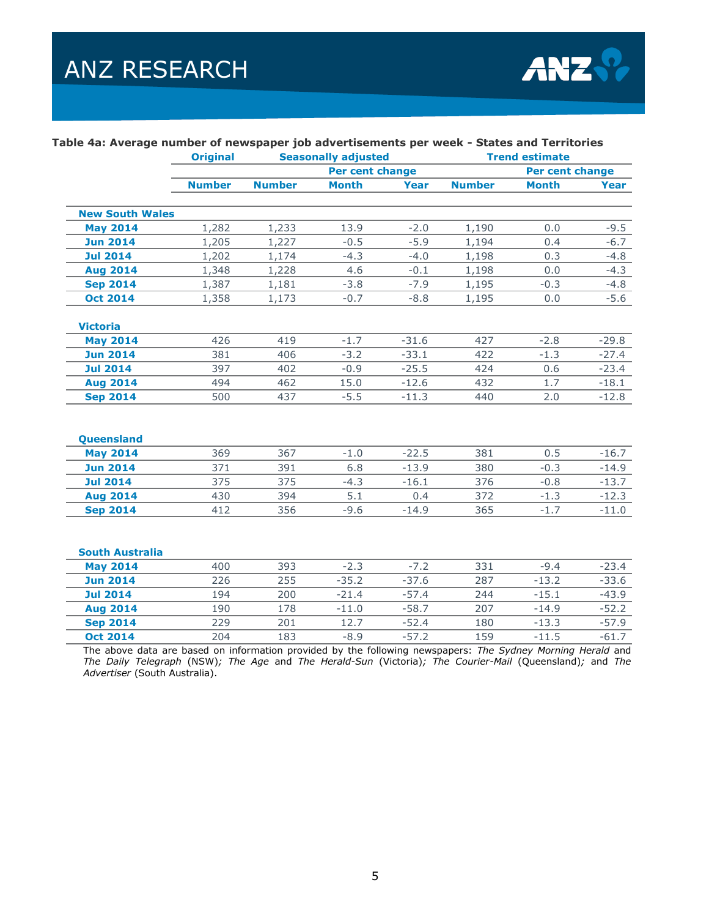**Table 4a: Average number of newspaper job advertisements per week - States and Territories**

| | Original | Seasonally adjusted | | | Trend estimate | | |
|---|---|---|---|---|---|---|---|
| | | | Per cent change | | | Per cent change | |
| | Number | Number | Month | Year | Number | Month | Year |
| **New South Wales** | | | | | | | |
| **May 2014** | 1,282 | 1,233 | 13.9 | -2.0 | 1,190 | 0.0 | -9.5 |
| **Jun 2014** | 1,205 | 1,227 | -0.5 | -5.9 | 1,194 | 0.4 | -6.7 |
| **Jul 2014** | 1,202 | 1,174 | -4.3 | -4.0 | 1,198 | 0.3 | -4.8 |
| **Aug 2014** | 1,348 | 1,228 | 4.6 | -0.1 | 1,198 | 0.0 | -4.3 |
| **Sep 2014** | 1,387 | 1,181 | -3.8 | -7.9 | 1,195 | -0.3 | -4.8 |
| **Oct 2014** | 1,358 | 1,173 | -0.7 | -8.8 | 1,195 | 0.0 | -5.6 |
| **Victoria** | | | | | | | |
| **May 2014** | 426 | 419 | -1.7 | -31.6 | 427 | -2.8 | -29.8 |
| **Jun 2014** | 381 | 406 | -3.2 | -33.1 | 422 | -1.3 | -27.4 |
| **Jul 2014** | 397 | 402 | -0.9 | -25.5 | 424 | 0.6 | -23.4 |
| **Aug 2014** | 494 | 462 | 15.0 | -12.6 | 432 | 1.7 | -18.1 |
| **Sep 2014** | 500 | 437 | -5.5 | -11.3 | 440 | 2.0 | -12.8 |
| **Queensland** | | | | | | | |
| **May 2014** | 369 | 367 | -1.0 | -22.5 | 381 | 0.5 | -16.7 |
| **Jun 2014** | 371 | 391 | 6.8 | -13.9 | 380 | -0.3 | -14.9 |
| **Jul 2014** | 375 | 375 | -4.3 | -16.1 | 376 | -0.8 | -13.7 |
| **Aug 2014** | 430 | 394 | 5.1 | 0.4 | 372 | -1.3 | -12.3 |
| **Sep 2014** | 412 | 356 | -9.6 | -14.9 | 365 | -1.7 | -11.0 |
| **South Australia** | | | | | | | |
| **May 2014** | 400 | 393 | -2.3 | -7.2 | 331 | -9.4 | -23.4 |
| **Jun 2014** | 226 | 255 | -35.2 | -37.6 | 287 | -13.2 | -33.6 |
| **Jul 2014** | 194 | 200 | -21.4 | -57.4 | 244 | -15.1 | -43.9 |
| **Aug 2014** | 190 | 178 | -11.0 | -58.7 | 207 | -14.9 | -52.2 |
| **Sep 2014** | 229 | 201 | 12.7 | -52.4 | 180 | -13.3 | -57.9 |
| **Oct 2014** | 204 | 183 | -8.9 | -57.2 | 159 | -11.5 | -61.7 |

The above data are based on information provided by the following newspapers: *The Sydney Morning Herald* and *The Daily Telegraph* (NSW); *The Age* and *The Herald-Sun* (Victoria); *The Courier-Mail* (Queensland); and *The Advertiser* (South Australia).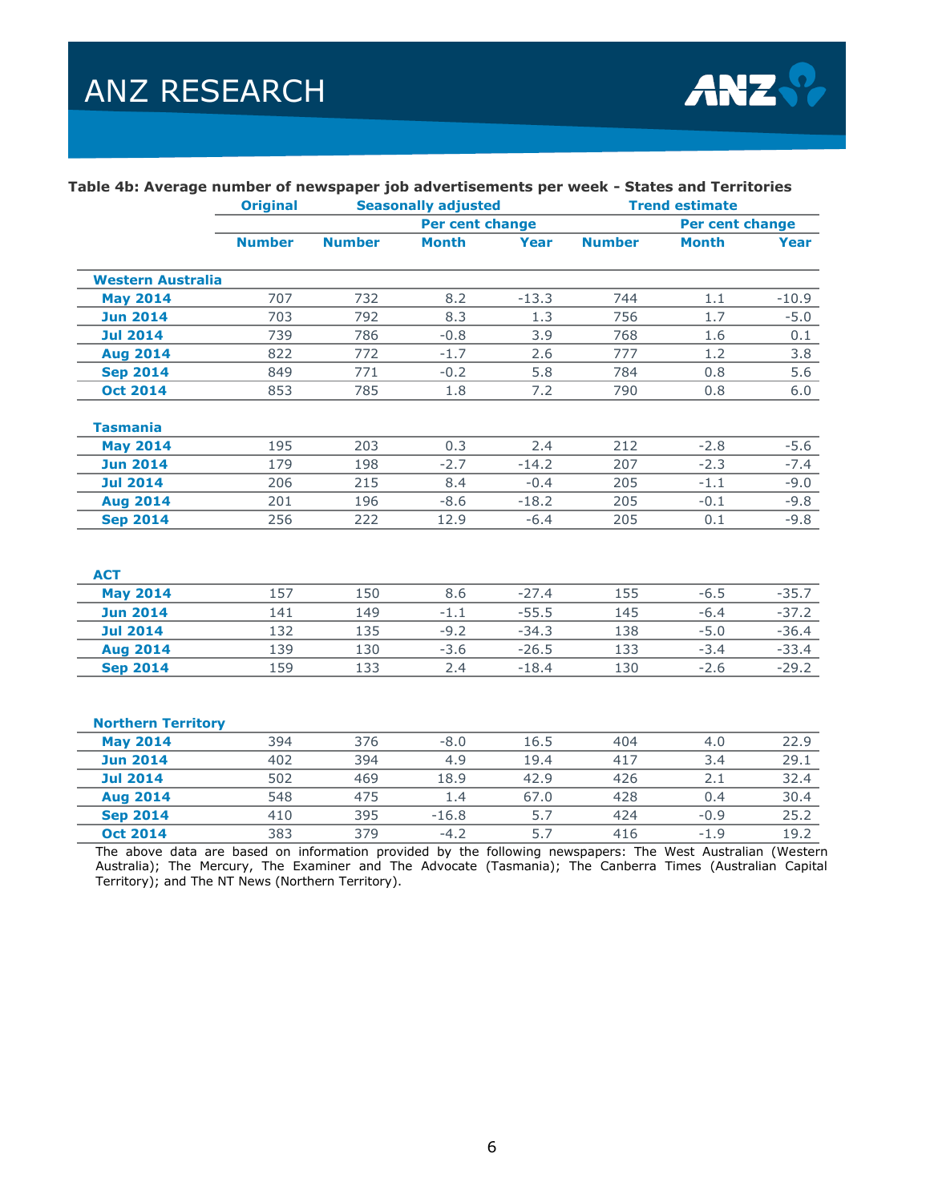**Table 4b: Average number of newspaper job advertisements per week - States and Territories**

| | Original | Seasonally adjusted | | | Trend estimate | | |
|---|---|---|---|---|---|---|---|
| | | | Per cent change | | | Per cent change | |
| | Number | Number | Month | Year | Number | Month | Year |
| **Western Australia** | | | | | | | |
| May 2014 | 707 | 732 | 8.2 | -13.3 | 744 | 1.1 | -10.9 |
| Jun 2014 | 703 | 792 | 8.3 | 1.3 | 756 | 1.7 | -5.0 |
| Jul 2014 | 739 | 786 | -0.8 | 3.9 | 768 | 1.6 | 0.1 |
| Aug 2014 | 822 | 772 | -1.7 | 2.6 | 777 | 1.2 | 3.8 |
| Sep 2014 | 849 | 771 | -0.2 | 5.8 | 784 | 0.8 | 5.6 |
| Oct 2014 | 853 | 785 | 1.8 | 7.2 | 790 | 0.8 | 6.0 |
| **Tasmania** | | | | | | | |
| May 2014 | 195 | 203 | 0.3 | 2.4 | 212 | -2.8 | -5.6 |
| Jun 2014 | 179 | 198 | -2.7 | -14.2 | 207 | -2.3 | -7.4 |
| Jul 2014 | 206 | 215 | 8.4 | -0.4 | 205 | -1.1 | -9.0 |
| Aug 2014 | 201 | 196 | -8.6 | -18.2 | 205 | -0.1 | -9.8 |
| Sep 2014 | 256 | 222 | 12.9 | -6.4 | 205 | 0.1 | -9.8 |
| **ACT** | | | | | | | |
| May 2014 | 157 | 150 | 8.6 | -27.4 | 155 | -6.5 | -35.7 |
| Jun 2014 | 141 | 149 | -1.1 | -55.5 | 145 | -6.4 | -37.2 |
| Jul 2014 | 132 | 135 | -9.2 | -34.3 | 138 | -5.0 | -36.4 |
| Aug 2014 | 139 | 130 | -3.6 | -26.5 | 133 | -3.4 | -33.4 |
| Sep 2014 | 159 | 133 | 2.4 | -18.4 | 130 | -2.6 | -29.2 |
| **Northern Territory** | | | | | | | |
| May 2014 | 394 | 376 | -8.0 | 16.5 | 404 | 4.0 | 22.9 |
| Jun 2014 | 402 | 394 | 4.9 | 19.4 | 417 | 3.4 | 29.1 |
| Jul 2014 | 502 | 469 | 18.9 | 42.9 | 426 | 2.1 | 32.4 |
| Aug 2014 | 548 | 475 | 1.4 | 67.0 | 428 | 0.4 | 30.4 |
| Sep 2014 | 410 | 395 | -16.8 | 5.7 | 424 | -0.9 | 25.2 |
| Oct 2014 | 383 | 379 | -4.2 | 5.7 | 416 | -1.9 | 19.2 |

The above data are based on information provided by the following newspapers: The West Australian (Western Australia); The Mercury, The Examiner and The Advocate (Tasmania); The Canberra Times (Australian Capital Territory); and The NT News (Northern Territory).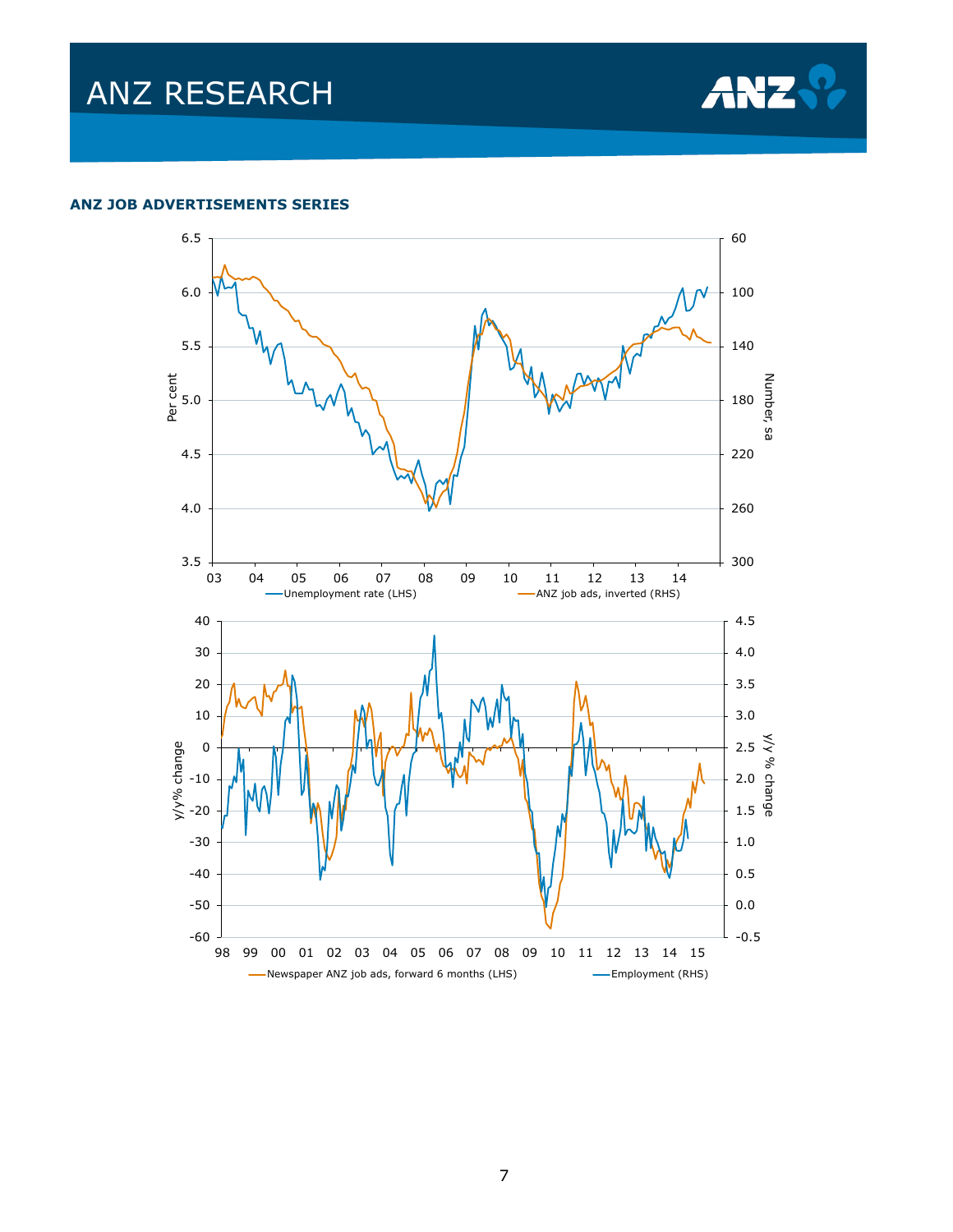### ANZ JOB ADVERTISEMENTS SERIES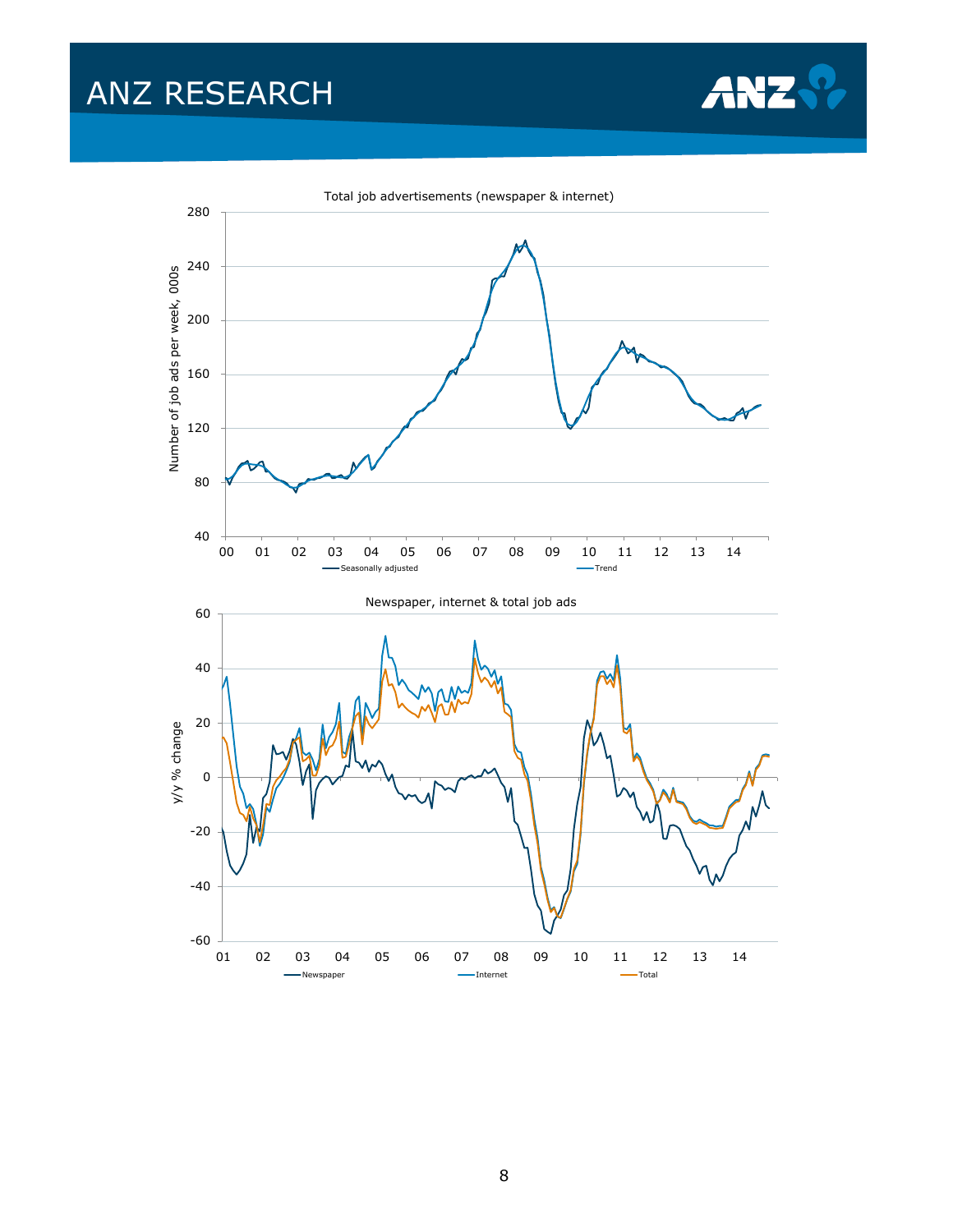Total job advertisements (newspaper & internet)

Newspaper, internet & total job ads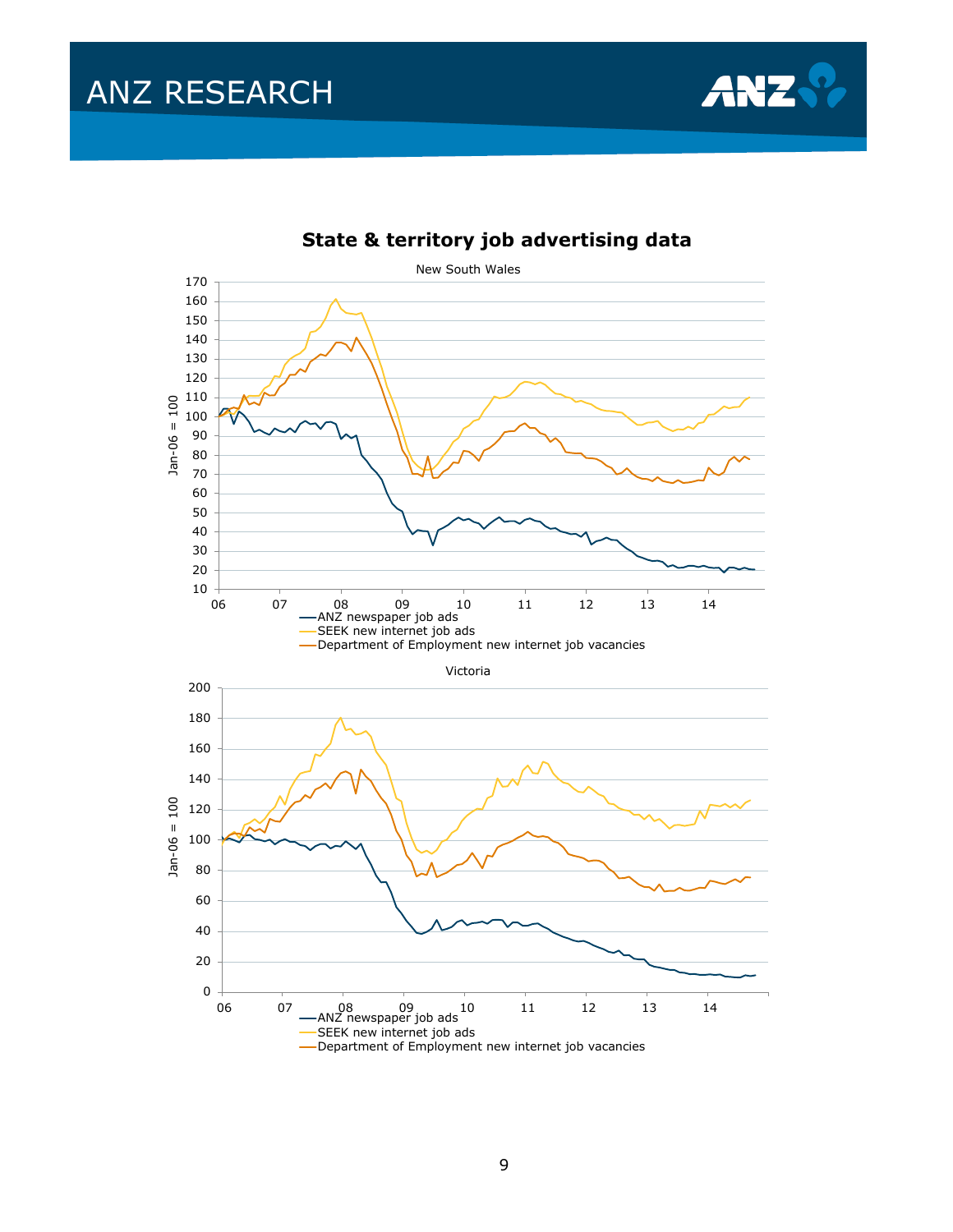## State & territory job advertising data

New South Wales

Jan-06 = 100

—ANZ newspaper job ads
—SEEK new internet job ads
—Department of Employment new internet job vacancies

Victoria

Jan-06 = 100

—ANZ newspaper job ads
—SEEK new internet job ads
—Department of Employment new internet job vacancies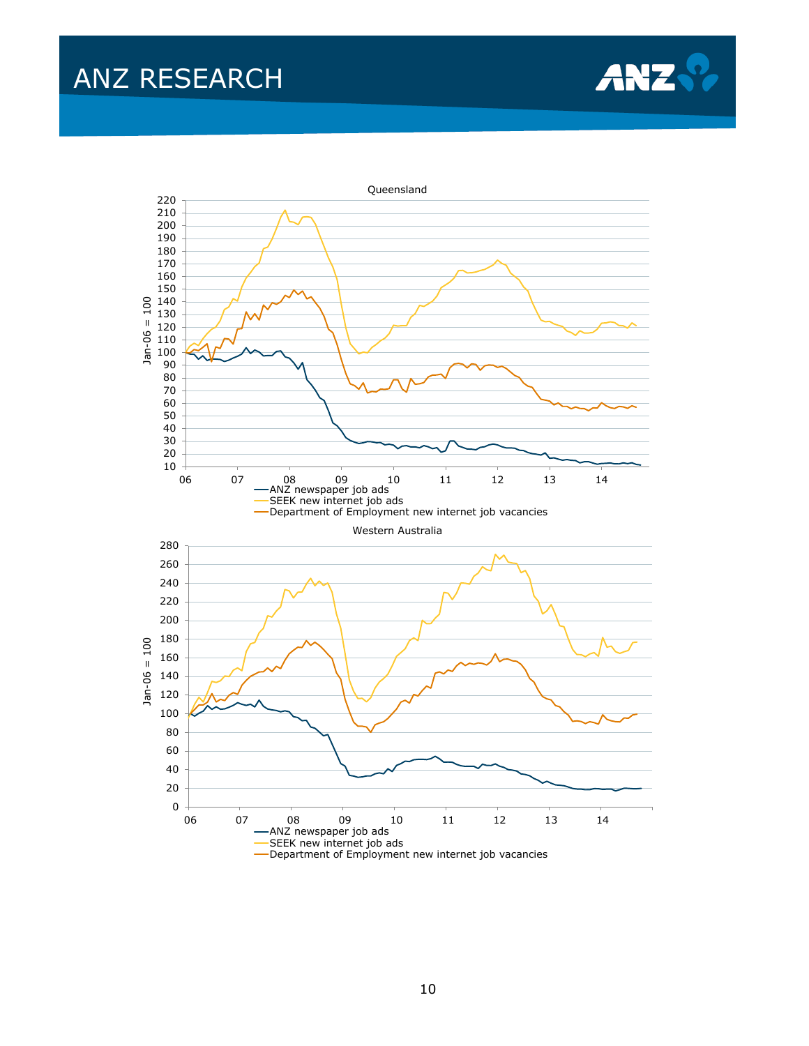Queensland

Jan-06 = 100

- ANZ newspaper job ads
- SEEK new internet job ads
- Department of Employment new internet job vacancies

Western Australia

Jan-06 = 100

- ANZ newspaper job ads
- SEEK new internet job ads
- Department of Employment new internet job vacancies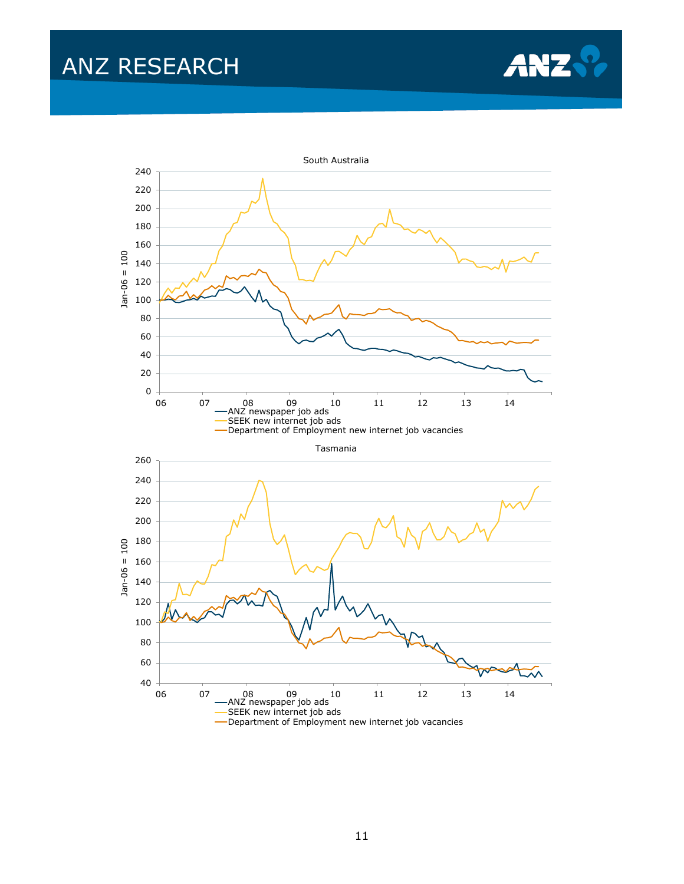South Australia

Tasmania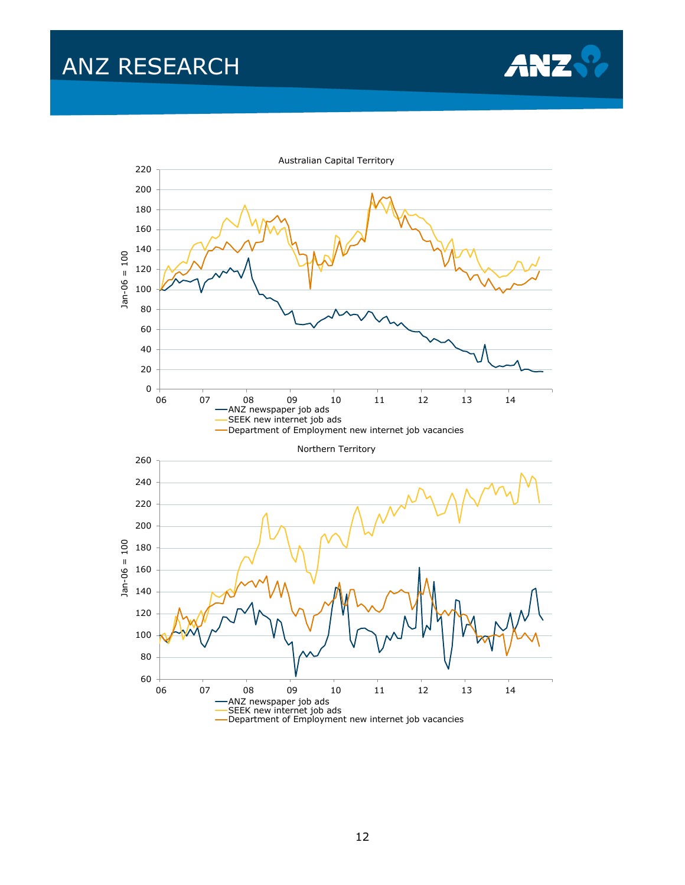**Australian Capital Territory**

Jan-06 = 100

- ANZ newspaper job ads
- SEEK new internet job ads
- Department of Employment new internet job vacancies

**Northern Territory**

Jan-06 = 100

- ANZ newspaper job ads
- SEEK new internet job ads
- Department of Employment new internet job vacancies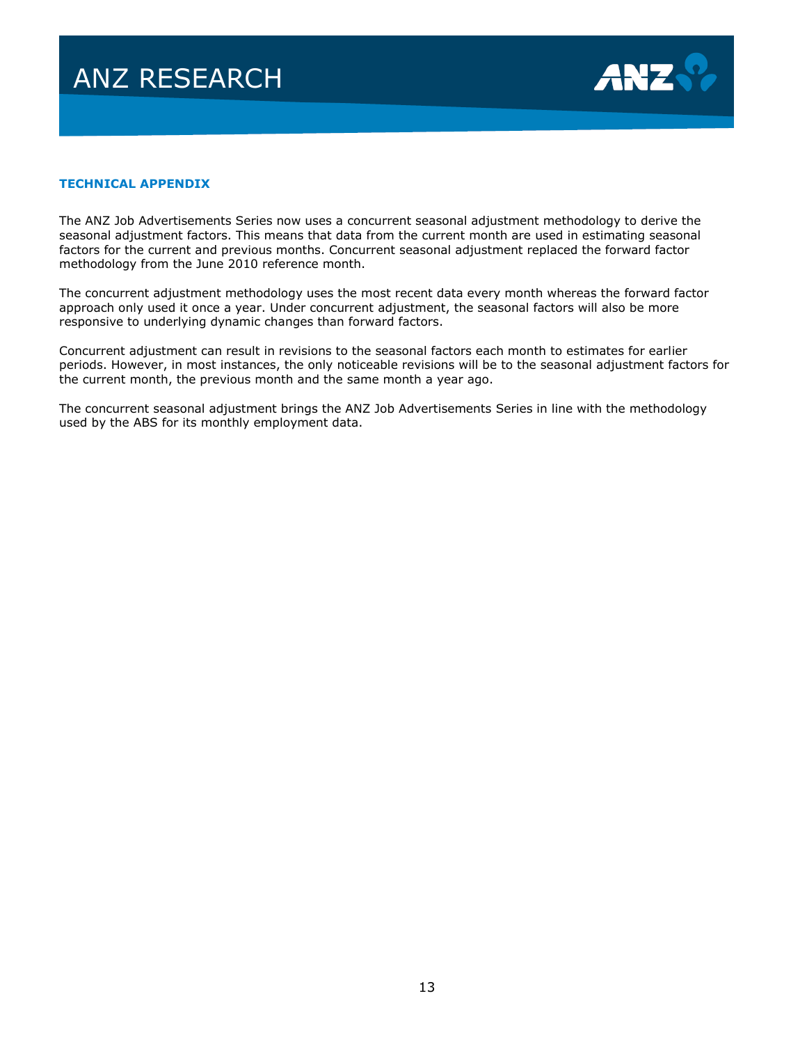## TECHNICAL APPENDIX

The ANZ Job Advertisements Series now uses a concurrent seasonal adjustment methodology to derive the seasonal adjustment factors. This means that data from the current month are used in estimating seasonal factors for the current and previous months. Concurrent seasonal adjustment replaced the forward factor methodology from the June 2010 reference month.

The concurrent adjustment methodology uses the most recent data every month whereas the forward factor approach only used it once a year. Under concurrent adjustment, the seasonal factors will also be more responsive to underlying dynamic changes than forward factors.

Concurrent adjustment can result in revisions to the seasonal factors each month to estimates for earlier periods. However, in most instances, the only noticeable revisions will be to the seasonal adjustment factors for the current month, the previous month and the same month a year ago.

The concurrent seasonal adjustment brings the ANZ Job Advertisements Series in line with the methodology used by the ABS for its monthly employment data.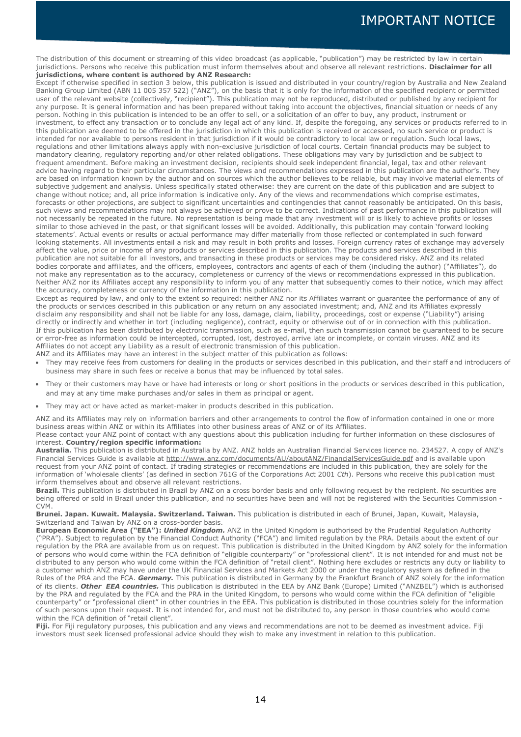# IMPORTANT NOTICE

The distribution of this document or streaming of this video broadcast (as applicable, "publication") may be restricted by law in certain jurisdictions. Persons who receive this publication must inform themselves about and observe all relevant restrictions. **Disclaimer for all jurisdictions, where content is authored by ANZ Research:**

Except if otherwise specified in section 3 below, this publication is issued and distributed in your country/region by Australia and New Zealand Banking Group Limited (ABN 11 005 357 522) ("ANZ"), on the basis that it is only for the information of the specified recipient or permitted user of the relevant website (collectively, "recipient"). This publication may not be reproduced, distributed or published by any recipient for any purpose. It is general information and has been prepared without taking into account the objectives, financial situation or needs of any person. Nothing in this publication is intended to be an offer to sell, or a solicitation of an offer to buy, any product, instrument or investment, to effect any transaction or to conclude any legal act of any kind. If, despite the foregoing, any services or products referred to in this publication are deemed to be offered in the jurisdiction in which this publication is received or accessed, no such service or product is intended for nor available to persons resident in that jurisdiction if it would be contradictory to local law or regulation. Such local laws, regulations and other limitations always apply with non-exclusive jurisdiction of local courts. Certain financial products may be subject to mandatory clearing, regulatory reporting and/or other related obligations. These obligations may vary by jurisdiction and be subject to frequent amendment. Before making an investment decision, recipients should seek independent financial, legal, tax and other relevant advice having regard to their particular circumstances. The views and recommendations expressed in this publication are the author's. They are based on information known by the author and on sources which the author believes to be reliable, but may involve material elements of subjective judgement and analysis. Unless specifically stated otherwise: they are current on the date of this publication and are subject to change without notice; and, all price information is indicative only. Any of the views and recommendations which comprise estimates, forecasts or other projections, are subject to significant uncertainties and contingencies that cannot reasonably be anticipated. On this basis, such views and recommendations may not always be achieved or prove to be correct. Indications of past performance in this publication will not necessarily be repeated in the future. No representation is being made that any investment will or is likely to achieve profits or losses similar to those achieved in the past, or that significant losses will be avoided. Additionally, this publication may contain 'forward looking statements'. Actual events or results or actual performance may differ materially from those reflected or contemplated in such forward looking statements. All investments entail a risk and may result in both profits and losses. Foreign currency rates of exchange may adversely affect the value, price or income of any products or services described in this publication. The products and services described in this publication are not suitable for all investors, and transacting in these products or services may be considered risky. ANZ and its related bodies corporate and affiliates, and the officers, employees, contractors and agents of each of them (including the author) ("Affiliates"), do not make any representation as to the accuracy, completeness or currency of the views or recommendations expressed in this publication. Neither ANZ nor its Affiliates accept any responsibility to inform you of any matter that subsequently comes to their notice, which may affect the accuracy, completeness or currency of the information in this publication.

Except as required by law, and only to the extent so required: neither ANZ nor its Affiliates warrant or guarantee the performance of any of the products or services described in this publication or any return on any associated investment; and, ANZ and its Affiliates expressly disclaim any responsibility and shall not be liable for any loss, damage, claim, liability, proceedings, cost or expense ("Liability") arising directly or indirectly and whether in tort (including negligence), contract, equity or otherwise out of or in connection with this publication.

If this publication has been distributed by electronic transmission, such as e-mail, then such transmission cannot be guaranteed to be secure or error-free as information could be intercepted, corrupted, lost, destroyed, arrive late or incomplete, or contain viruses. ANZ and its Affiliates do not accept any Liability as a result of electronic transmission of this publication.

ANZ and its Affiliates may have an interest in the subject matter of this publication as follows:

- They may receive fees from customers for dealing in the products or services described in this publication, and their staff and introducers of business may share in such fees or receive a bonus that may be influenced by total sales.
- They or their customers may have or have had interests or long or short positions in the products or services described in this publication, and may at any time make purchases and/or sales in them as principal or agent.
- They may act or have acted as market-maker in products described in this publication.

ANZ and its Affiliates may rely on information barriers and other arrangements to control the flow of information contained in one or more business areas within ANZ or within its Affiliates into other business areas of ANZ or of its Affiliates.

Please contact your ANZ point of contact with any questions about this publication including for further information on these disclosures of interest. **Country/region specific information:**

**Australia.** This publication is distributed in Australia by ANZ. ANZ holds an Australian Financial Services licence no. 234527. A copy of ANZ's Financial Services Guide is available at http://www.anz.com/documents/AU/aboutANZ/FinancialServicesGuide.pdf and is available upon request from your ANZ point of contact. If trading strategies or recommendations are included in this publication, they are solely for the information of 'wholesale clients' (as defined in section 761G of the Corporations Act 2001 *Cth*). Persons who receive this publication must inform themselves about and observe all relevant restrictions.

**Brazil.** This publication is distributed in Brazil by ANZ on a cross border basis and only following request by the recipient. No securities are being offered or sold in Brazil under this publication, and no securities have been and will not be registered with the Securities Commission - CVM.

**Brunei. Japan. Kuwait. Malaysia. Switzerland. Taiwan.** This publication is distributed in each of Brunei, Japan, Kuwait, Malaysia, Switzerland and Taiwan by ANZ on a cross-border basis.

**European Economic Area ("EEA"):** ***United Kingdom.*** ANZ in the United Kingdom is authorised by the Prudential Regulation Authority ("PRA"). Subject to regulation by the Financial Conduct Authority ("FCA") and limited regulation by the PRA. Details about the extent of our regulation by the PRA are available from us on request. This publication is distributed in the United Kingdom by ANZ solely for the information of persons who would come within the FCA definition of "eligible counterparty" or "professional client". It is not intended for and must not be distributed to any person who would come within the FCA definition of "retail client". Nothing here excludes or restricts any duty or liability to a customer which ANZ may have under the UK Financial Services and Markets Act 2000 or under the regulatory system as defined in the Rules of the PRA and the FCA. ***Germany.*** This publication is distributed in Germany by the Frankfurt Branch of ANZ solely for the information of its clients. ***Other EEA countries.*** This publication is distributed in the EEA by ANZ Bank (Europe) Limited ("ANZBEL") which is authorised by the PRA and regulated by the FCA and the PRA in the United Kingdom, to persons who would come within the FCA definition of "eligible counterparty" or "professional client" in other countries in the EEA. This publication is distributed in those countries solely for the information of such persons upon their request. It is not intended for, and must not be distributed to, any person in those countries who would come within the FCA definition of "retail client".

**Fiji.** For Fiji regulatory purposes, this publication and any views and recommendations are not to be deemed as investment advice. Fiji investors must seek licensed professional advice should they wish to make any investment in relation to this publication.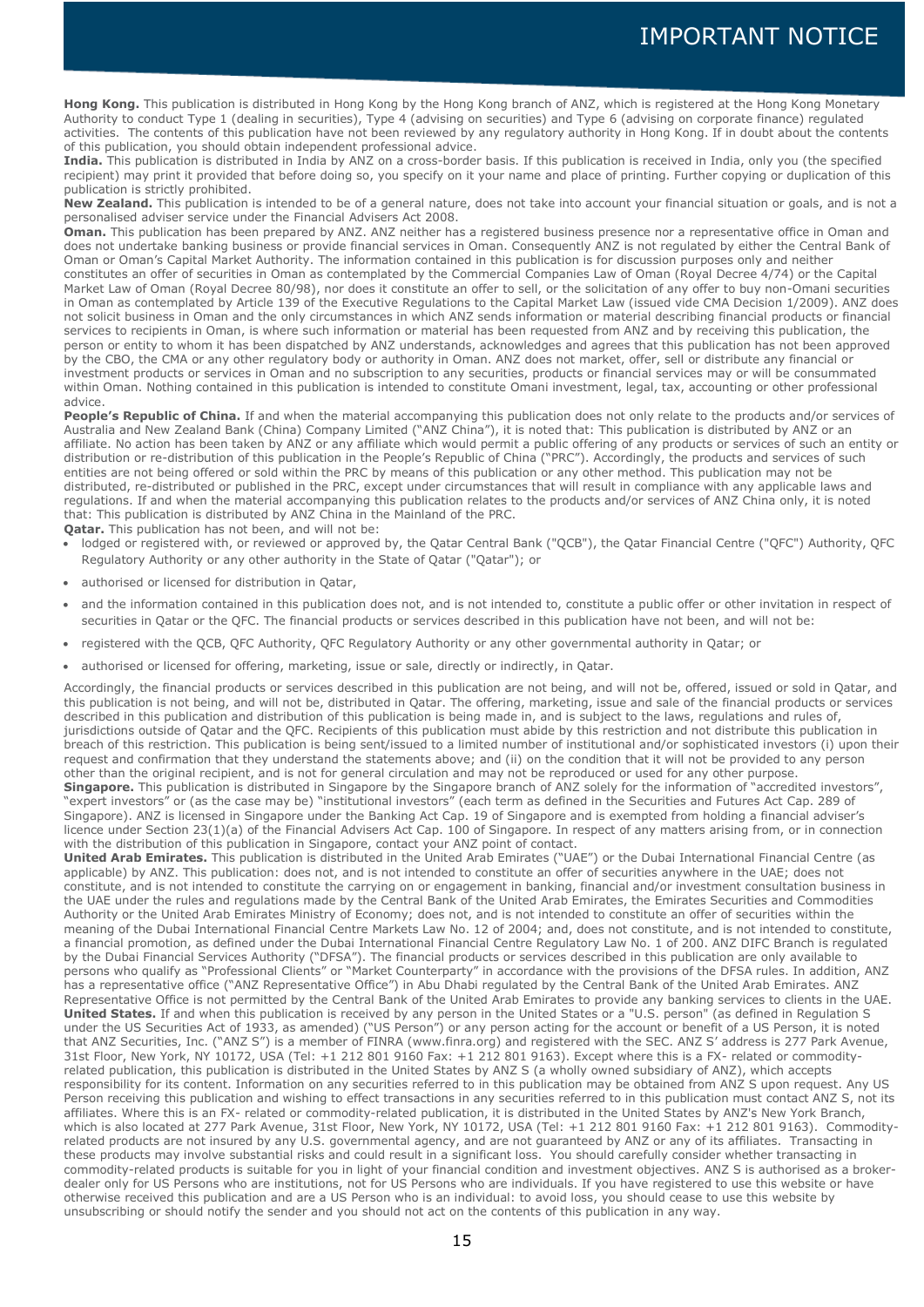# IMPORTANT NOTICE

**Hong Kong.** This publication is distributed in Hong Kong by the Hong Kong branch of ANZ, which is registered at the Hong Kong Monetary Authority to conduct Type 1 (dealing in securities), Type 4 (advising on securities) and Type 6 (advising on corporate finance) regulated activities. The contents of this publication have not been reviewed by any regulatory authority in Hong Kong. If in doubt about the contents of this publication, you should obtain independent professional advice.

**India.** This publication is distributed in India by ANZ on a cross-border basis. If this publication is received in India, only you (the specified recipient) may print it provided that before doing so, you specify on it your name and place of printing. Further copying or duplication of this publication is strictly prohibited.

**New Zealand.** This publication is intended to be of a general nature, does not take into account your financial situation or goals, and is not a personalised adviser service under the Financial Advisers Act 2008.

**Oman.** This publication has been prepared by ANZ. ANZ neither has a registered business presence nor a representative office in Oman and does not undertake banking business or provide financial services in Oman. Consequently ANZ is not regulated by either the Central Bank of Oman or Oman's Capital Market Authority. The information contained in this publication is for discussion purposes only and neither constitutes an offer of securities in Oman as contemplated by the Commercial Companies Law of Oman (Royal Decree 4/74) or the Capital Market Law of Oman (Royal Decree 80/98), nor does it constitute an offer to sell, or the solicitation of any offer to buy non-Omani securities in Oman as contemplated by Article 139 of the Executive Regulations to the Capital Market Law (issued vide CMA Decision 1/2009). ANZ does not solicit business in Oman and the only circumstances in which ANZ sends information or material describing financial products or financial services to recipients in Oman, is where such information or material has been requested from ANZ and by receiving this publication, the person or entity to whom it has been dispatched by ANZ understands, acknowledges and agrees that this publication has not been approved by the CBO, the CMA or any other regulatory body or authority in Oman. ANZ does not market, offer, sell or distribute any financial or investment products or services in Oman and no subscription to any securities, products or financial services may or will be consummated within Oman. Nothing contained in this publication is intended to constitute Omani investment, legal, tax, accounting or other professional advice.

**People's Republic of China.** If and when the material accompanying this publication does not only relate to the products and/or services of Australia and New Zealand Bank (China) Company Limited ("ANZ China"), it is noted that: This publication is distributed by ANZ or an affiliate. No action has been taken by ANZ or any affiliate which would permit a public offering of any products or services of such an entity or distribution or re-distribution of this publication in the People's Republic of China ("PRC"). Accordingly, the products and services of such entities are not being offered or sold within the PRC by means of this publication or any other method. This publication may not be distributed, re-distributed or published in the PRC, except under circumstances that will result in compliance with any applicable laws and regulations. If and when the material accompanying this publication relates to the products and/or services of ANZ China only, it is noted that: This publication is distributed by ANZ China in the Mainland of the PRC.

**Qatar.** This publication has not been, and will not be:

- lodged or registered with, or reviewed or approved by, the Qatar Central Bank ("QCB"), the Qatar Financial Centre ("QFC") Authority, QFC Regulatory Authority or any other authority in the State of Qatar ("Qatar"); or
- authorised or licensed for distribution in Qatar,
- and the information contained in this publication does not, and is not intended to, constitute a public offer or other invitation in respect of securities in Qatar or the QFC. The financial products or services described in this publication have not been, and will not be:
- registered with the QCB, QFC Authority, QFC Regulatory Authority or any other governmental authority in Qatar; or
- authorised or licensed for offering, marketing, issue or sale, directly or indirectly, in Qatar.

Accordingly, the financial products or services described in this publication are not being, and will not be, offered, issued or sold in Qatar, and this publication is not being, and will not be, distributed in Qatar. The offering, marketing, issue and sale of the financial products or services described in this publication and distribution of this publication is being made in, and is subject to the laws, regulations and rules of, jurisdictions outside of Qatar and the QFC. Recipients of this publication must abide by this restriction and not distribute this publication in breach of this restriction. This publication is being sent/issued to a limited number of institutional and/or sophisticated investors (i) upon their request and confirmation that they understand the statements above; and (ii) on the condition that it will not be provided to any person other than the original recipient, and is not for general circulation and may not be reproduced or used for any other purpose.

**Singapore.** This publication is distributed in Singapore by the Singapore branch of ANZ solely for the information of "accredited investors", "expert investors" or (as the case may be) "institutional investors" (each term as defined in the Securities and Futures Act Cap. 289 of Singapore). ANZ is licensed in Singapore under the Banking Act Cap. 19 of Singapore and is exempted from holding a financial adviser's licence under Section 23(1)(a) of the Financial Advisers Act Cap. 100 of Singapore. In respect of any matters arising from, or in connection with the distribution of this publication in Singapore, contact your ANZ point of contact.

**United Arab Emirates.** This publication is distributed in the United Arab Emirates ("UAE") or the Dubai International Financial Centre (as applicable) by ANZ. This publication: does not, and is not intended to constitute an offer of securities anywhere in the UAE; does not constitute, and is not intended to constitute the carrying on or engagement in banking, financial and/or investment consultation business in the UAE under the rules and regulations made by the Central Bank of the United Arab Emirates, the Emirates Securities and Commodities Authority or the United Arab Emirates Ministry of Economy; does not, and is not intended to constitute an offer of securities within the meaning of the Dubai International Financial Centre Markets Law No. 12 of 2004; and, does not constitute, and is not intended to constitute, a financial promotion, as defined under the Dubai International Financial Centre Regulatory Law No. 1 of 200. ANZ DIFC Branch is regulated by the Dubai Financial Services Authority ("DFSA"). The financial products or services described in this publication are only available to persons who qualify as "Professional Clients" or "Market Counterparty" in accordance with the provisions of the DFSA rules. In addition, ANZ has a representative office ("ANZ Representative Office") in Abu Dhabi regulated by the Central Bank of the United Arab Emirates. ANZ Representative Office is not permitted by the Central Bank of the United Arab Emirates to provide any banking services to clients in the UAE.

**United States.** If and when this publication is received by any person in the United States or a "U.S. person" (as defined in Regulation S under the US Securities Act of 1933, as amended) ("US Person") or any person acting for the account or benefit of a US Person, it is noted that ANZ Securities, Inc. ("ANZ S") is a member of FINRA (www.finra.org) and registered with the SEC. ANZ S' address is 277 Park Avenue, 31st Floor, New York, NY 10172, USA (Tel: +1 212 801 9160 Fax: +1 212 801 9163). Except where this is a FX- related or commodity-related publication, this publication is distributed in the United States by ANZ S (a wholly owned subsidiary of ANZ), which accepts responsibility for its content. Information on any securities referred to in this publication may be obtained from ANZ S upon request. Any US Person receiving this publication and wishing to effect transactions in any securities referred to in this publication must contact ANZ S, not its affiliates. Where this is an FX- related or commodity-related publication, it is distributed in the United States by ANZ's New York Branch, which is also located at 277 Park Avenue, 31st Floor, New York, NY 10172, USA (Tel: +1 212 801 9160 Fax: +1 212 801 9163). Commodity-related products are not insured by any U.S. governmental agency, and are not guaranteed by ANZ or any of its affiliates. Transacting in these products may involve substantial risks and could result in a significant loss. You should carefully consider whether transacting in commodity-related products is suitable for you in light of your financial condition and investment objectives. ANZ S is authorised as a broker-dealer only for US Persons who are institutions, not for US Persons who are individuals. If you have registered to use this website or have otherwise received this publication and are a US Person who is an individual: to avoid loss, you should cease to use this website by unsubscribing or should notify the sender and you should not act on the contents of this publication in any way.